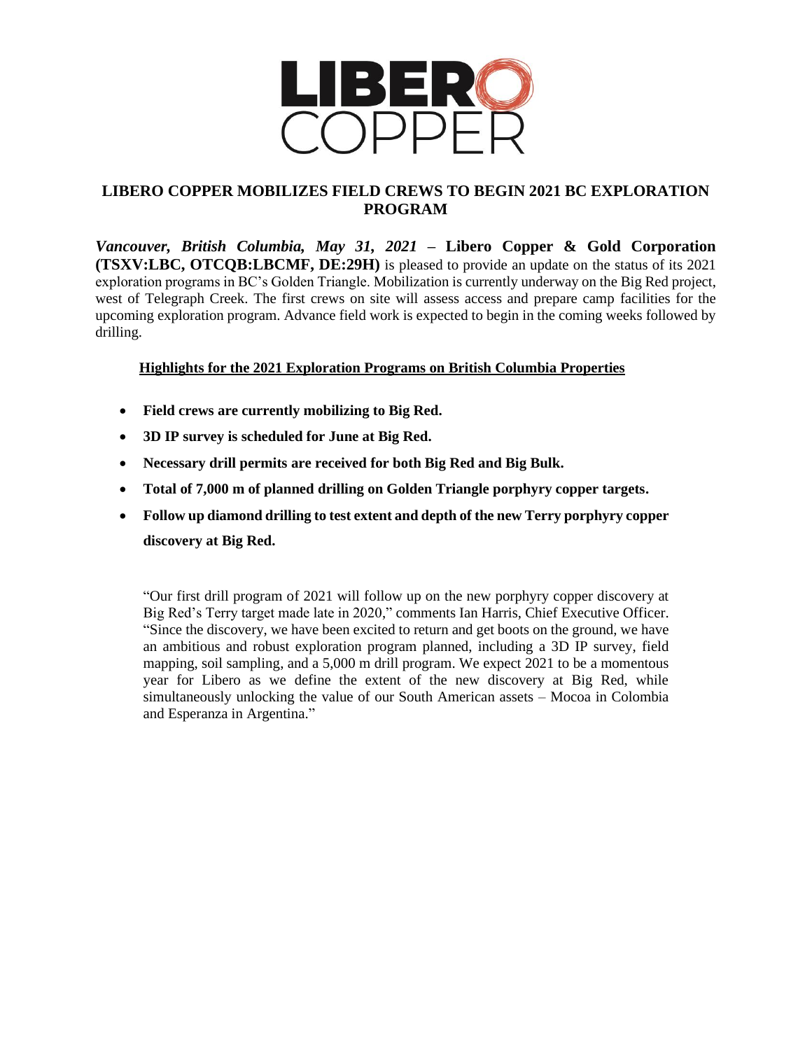# LIBERO COPPER MOBILIZES FIELD CREWS TO BEGIN 2021 BC EXPLORATION PROGRAM

***Vancouver, British Columbia, May 31, 2021*** **– Libero Copper & Gold Corporation (TSXV:LBC, OTCQB:LBCMF, DE:29H)** is pleased to provide an update on the status of its 2021 exploration programs in BC's Golden Triangle. Mobilization is currently underway on the Big Red project, west of Telegraph Creek. The first crews on site will assess access and prepare camp facilities for the upcoming exploration program. Advance field work is expected to begin in the coming weeks followed by drilling.

**Highlights for the 2021 Exploration Programs on British Columbia Properties**

- **Field crews are currently mobilizing to Big Red.**
- **3D IP survey is scheduled for June at Big Red.**
- **Necessary drill permits are received for both Big Red and Big Bulk.**
- **Total of 7,000 m of planned drilling on Golden Triangle porphyry copper targets.**
- **Follow up diamond drilling to test extent and depth of the new Terry porphyry copper discovery at Big Red.**

"Our first drill program of 2021 will follow up on the new porphyry copper discovery at Big Red's Terry target made late in 2020," comments Ian Harris, Chief Executive Officer. "Since the discovery, we have been excited to return and get boots on the ground, we have an ambitious and robust exploration program planned, including a 3D IP survey, field mapping, soil sampling, and a 5,000 m drill program. We expect 2021 to be a momentous year for Libero as we define the extent of the new discovery at Big Red, while simultaneously unlocking the value of our South American assets – Mocoa in Colombia and Esperanza in Argentina."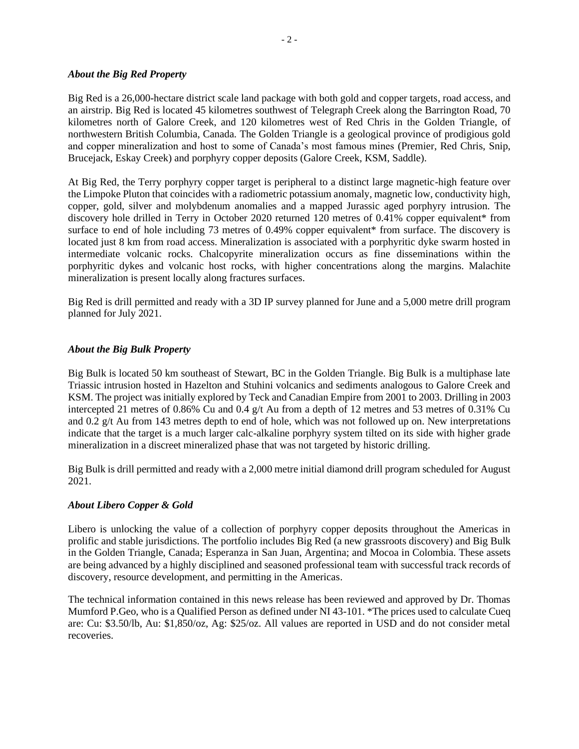### *About the Big Red Property*

Big Red is a 26,000-hectare district scale land package with both gold and copper targets, road access, and an airstrip. Big Red is located 45 kilometres southwest of Telegraph Creek along the Barrington Road, 70 kilometres north of Galore Creek, and 120 kilometres west of Red Chris in the Golden Triangle, of northwestern British Columbia, Canada. The Golden Triangle is a geological province of prodigious gold and copper mineralization and host to some of Canada's most famous mines (Premier, Red Chris, Snip, Brucejack, Eskay Creek) and porphyry copper deposits (Galore Creek, KSM, Saddle).

At Big Red, the Terry porphyry copper target is peripheral to a distinct large magnetic-high feature over the Limpoke Pluton that coincides with a radiometric potassium anomaly, magnetic low, conductivity high, copper, gold, silver and molybdenum anomalies and a mapped Jurassic aged porphyry intrusion. The discovery hole drilled in Terry in October 2020 returned 120 metres of 0.41% copper equivalent* from surface to end of hole including 73 metres of 0.49% copper equivalent* from surface. The discovery is located just 8 km from road access. Mineralization is associated with a porphyritic dyke swarm hosted in intermediate volcanic rocks. Chalcopyrite mineralization occurs as fine disseminations within the porphyritic dykes and volcanic host rocks, with higher concentrations along the margins. Malachite mineralization is present locally along fractures surfaces.

Big Red is drill permitted and ready with a 3D IP survey planned for June and a 5,000 metre drill program planned for July 2021.

### *About the Big Bulk Property*

Big Bulk is located 50 km southeast of Stewart, BC in the Golden Triangle. Big Bulk is a multiphase late Triassic intrusion hosted in Hazelton and Stuhini volcanics and sediments analogous to Galore Creek and KSM. The project was initially explored by Teck and Canadian Empire from 2001 to 2003. Drilling in 2003 intercepted 21 metres of 0.86% Cu and 0.4 g/t Au from a depth of 12 metres and 53 metres of 0.31% Cu and 0.2 g/t Au from 143 metres depth to end of hole, which was not followed up on. New interpretations indicate that the target is a much larger calc-alkaline porphyry system tilted on its side with higher grade mineralization in a discreet mineralized phase that was not targeted by historic drilling.

Big Bulk is drill permitted and ready with a 2,000 metre initial diamond drill program scheduled for August 2021.

### *About Libero Copper & Gold*

Libero is unlocking the value of a collection of porphyry copper deposits throughout the Americas in prolific and stable jurisdictions. The portfolio includes Big Red (a new grassroots discovery) and Big Bulk in the Golden Triangle, Canada; Esperanza in San Juan, Argentina; and Mocoa in Colombia. These assets are being advanced by a highly disciplined and seasoned professional team with successful track records of discovery, resource development, and permitting in the Americas.

The technical information contained in this news release has been reviewed and approved by Dr. Thomas Mumford P.Geo, who is a Qualified Person as defined under NI 43-101. *The prices used to calculate Cueq are: Cu: $3.50/lb, Au: $1,850/oz, Ag: $25/oz. All values are reported in USD and do not consider metal recoveries.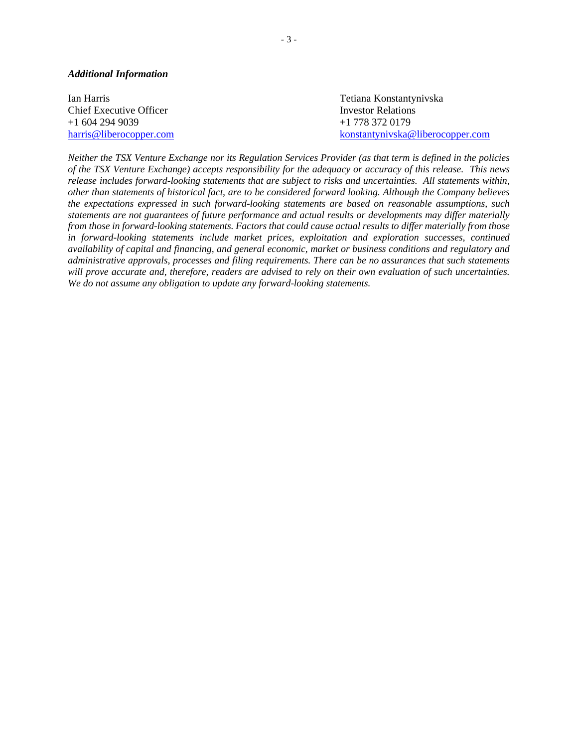***Additional Information***

| | |
|---|---|
| Ian Harris | Tetiana Konstantynivska |
| Chief Executive Officer | Investor Relations |
| +1 604 294 9039 | +1 778 372 0179 |
| harris@liberocopper.com | konstantynivska@liberocopper.com |

*Neither the TSX Venture Exchange nor its Regulation Services Provider (as that term is defined in the policies of the TSX Venture Exchange) accepts responsibility for the adequacy or accuracy of this release. This news release includes forward-looking statements that are subject to risks and uncertainties. All statements within, other than statements of historical fact, are to be considered forward looking. Although the Company believes the expectations expressed in such forward-looking statements are based on reasonable assumptions, such statements are not guarantees of future performance and actual results or developments may differ materially from those in forward-looking statements. Factors that could cause actual results to differ materially from those in forward-looking statements include market prices, exploitation and exploration successes, continued availability of capital and financing, and general economic, market or business conditions and regulatory and administrative approvals, processes and filing requirements. There can be no assurances that such statements will prove accurate and, therefore, readers are advised to rely on their own evaluation of such uncertainties. We do not assume any obligation to update any forward-looking statements.*